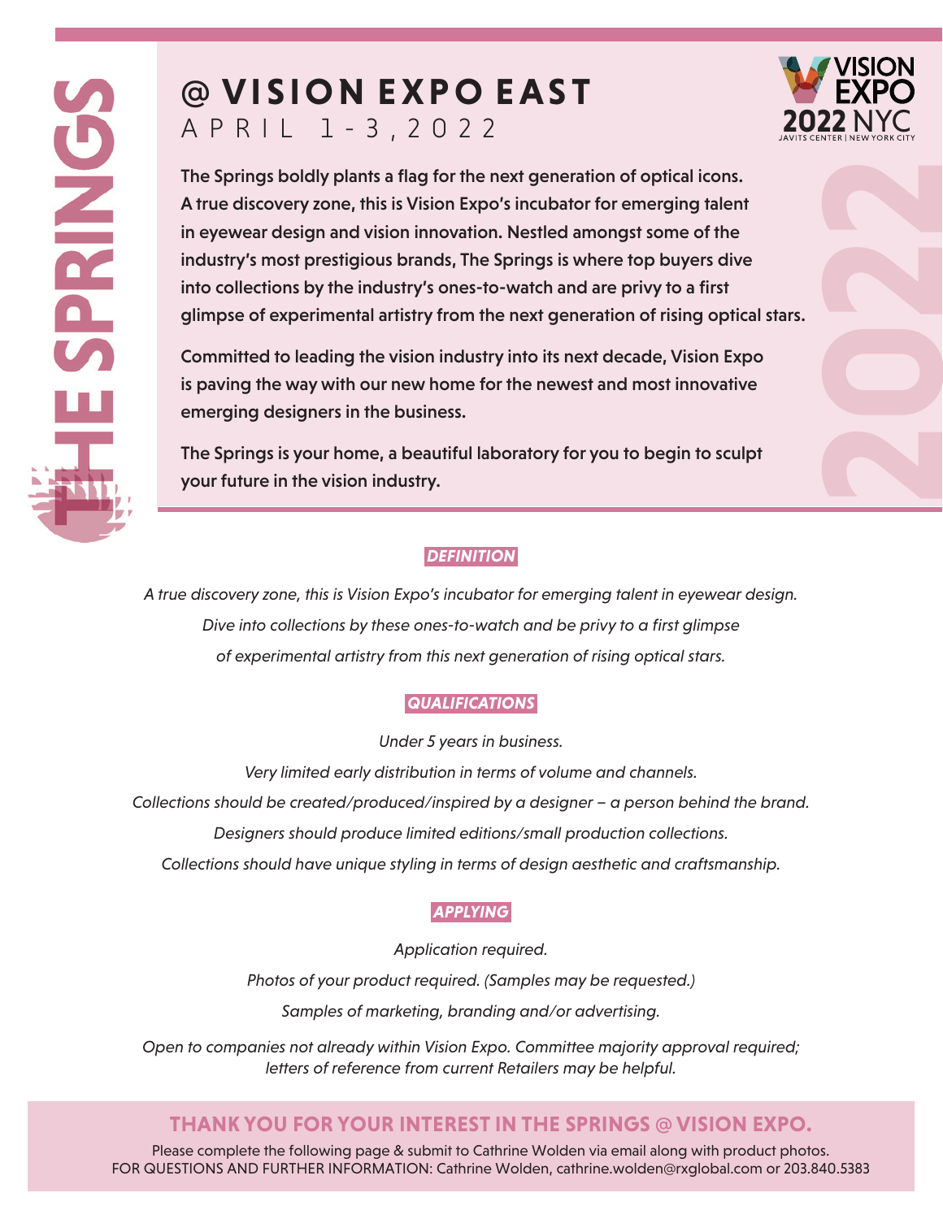# THE SPRINGS

# @ VISION EXPO EAST

## APRIL 1-3, 2022

VISION EXPO 2022 NYC
JAVITS CENTER | NEW YORK CITY

**The Springs boldly plants a flag for the next generation of optical icons. A true discovery zone, this is Vision Expo's incubator for emerging talent in eyewear design and vision innovation. Nestled amongst some of the industry's most prestigious brands, The Springs is where top buyers dive into collections by the industry's ones-to-watch and are privy to a first glimpse of experimental artistry from the next generation of rising optical stars.**

**Committed to leading the vision industry into its next decade, Vision Expo is paving the way with our new home for the newest and most innovative emerging designers in the business.**

**The Springs is your home, a beautiful laboratory for you to begin to sculpt your future in the vision industry.**

### *DEFINITION*

*A true discovery zone, this is Vision Expo's incubator for emerging talent in eyewear design. Dive into collections by these ones-to-watch and be privy to a first glimpse of experimental artistry from this next generation of rising optical stars.*

### *QUALIFICATIONS*

*Under 5 years in business.*

*Very limited early distribution in terms of volume and channels.*

*Collections should be created/produced/inspired by a designer – a person behind the brand.*

*Designers should produce limited editions/small production collections.*

*Collections should have unique styling in terms of design aesthetic and craftsmanship.*

### *APPLYING*

*Application required.*

*Photos of your product required. (Samples may be requested.)*

*Samples of marketing, branding and/or advertising.*

*Open to companies not already within Vision Expo. Committee majority approval required; letters of reference from current Retailers may be helpful.*

**THANK YOU FOR YOUR INTEREST IN THE SPRINGS @ VISION EXPO.**

Please complete the following page & submit to Cathrine Wolden via email along with product photos.
FOR QUESTIONS AND FURTHER INFORMATION: Cathrine Wolden, cathrine.wolden@rxglobal.com or 203.840.5383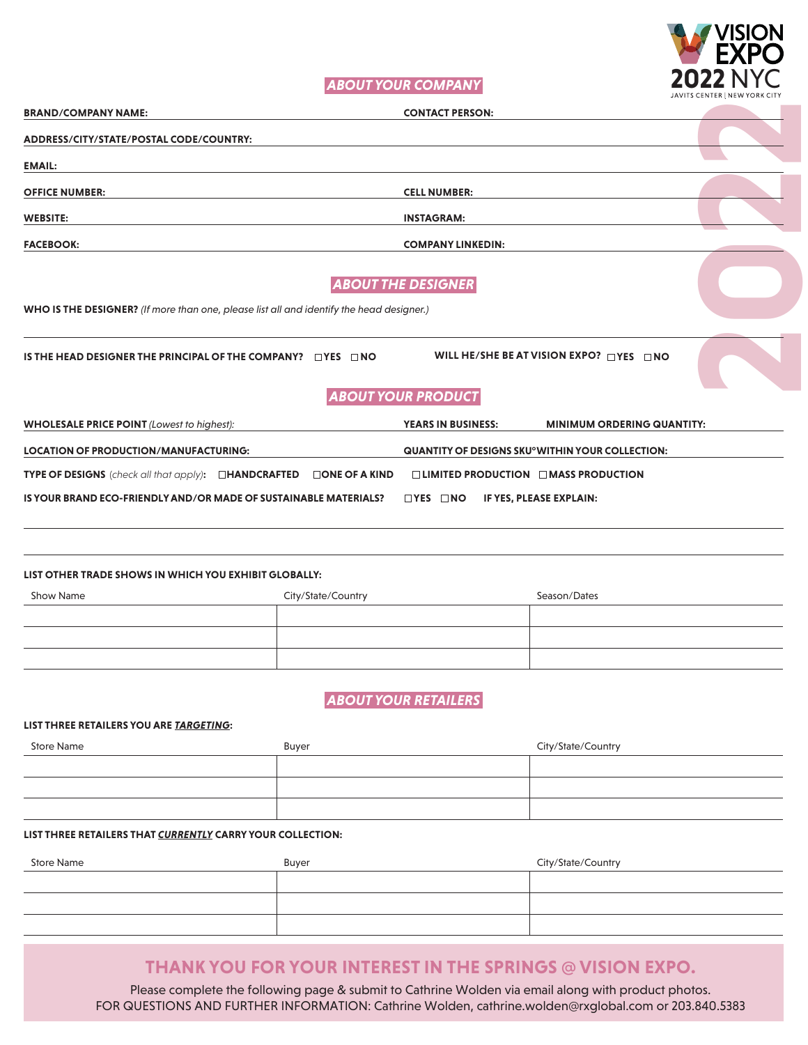VISION EXPO 2022 NYC
JAVITS CENTER | NEW YORK CITY

## *ABOUT YOUR COMPANY*

**BRAND/COMPANY NAME:** **CONTACT PERSON:**

**ADDRESS/CITY/STATE/POSTAL CODE/COUNTRY:**

**EMAIL:**

**OFFICE NUMBER:** **CELL NUMBER:**

**WEBSITE:** **INSTAGRAM:**

**FACEBOOK:** **COMPANY LINKEDIN:**

## *ABOUT THE DESIGNER*

**WHO IS THE DESIGNER?** *(If more than one, please list all and identify the head designer.)*

**IS THE HEAD DESIGNER THE PRINCIPAL OF THE COMPANY?** ☐ **YES** ☐ **NO**

**WILL HE/SHE BE AT VISION EXPO?** ☐ **YES** ☐ **NO**

## *ABOUT YOUR PRODUCT*

**WHOLESALE PRICE POINT** *(Lowest to highest):* **YEARS IN BUSINESS:** **MINIMUM ORDERING QUANTITY:**

**LOCATION OF PRODUCTION/MANUFACTURING:** **QUANTITY OF DESIGNS SKU°WITHIN YOUR COLLECTION:**

**TYPE OF DESIGNS** *(check all that apply)*: ☐ **HANDCRAFTED** ☐ **ONE OF A KIND** ☐ **LIMITED PRODUCTION** ☐ **MASS PRODUCTION**

**IS YOUR BRAND ECO-FRIENDLY AND/OR MADE OF SUSTAINABLE MATERIALS?** ☐ **YES** ☐ **NO** **IF YES, PLEASE EXPLAIN:**

**LIST OTHER TRADE SHOWS IN WHICH YOU EXHIBIT GLOBALLY:**

| Show Name | City/State/Country | Season/Dates |
|---|---|---|
| | | |
| | | |
| | | |

## *ABOUT YOUR RETAILERS*

**LIST THREE RETAILERS YOU ARE *TARGETING*:**

| Store Name | Buyer | City/State/Country |
|---|---|---|
| | | |
| | | |
| | | |

**LIST THREE RETAILERS THAT *CURRENTLY* CARRY YOUR COLLECTION:**

| Store Name | Buyer | City/State/Country |
|---|---|---|
| | | |
| | | |
| | | |

## THANK YOU FOR YOUR INTEREST IN THE SPRINGS @ VISION EXPO.

Please complete the following page & submit to Cathrine Wolden via email along with product photos.
FOR QUESTIONS AND FURTHER INFORMATION: Cathrine Wolden, cathrine.wolden@rxglobal.com or 203.840.5383